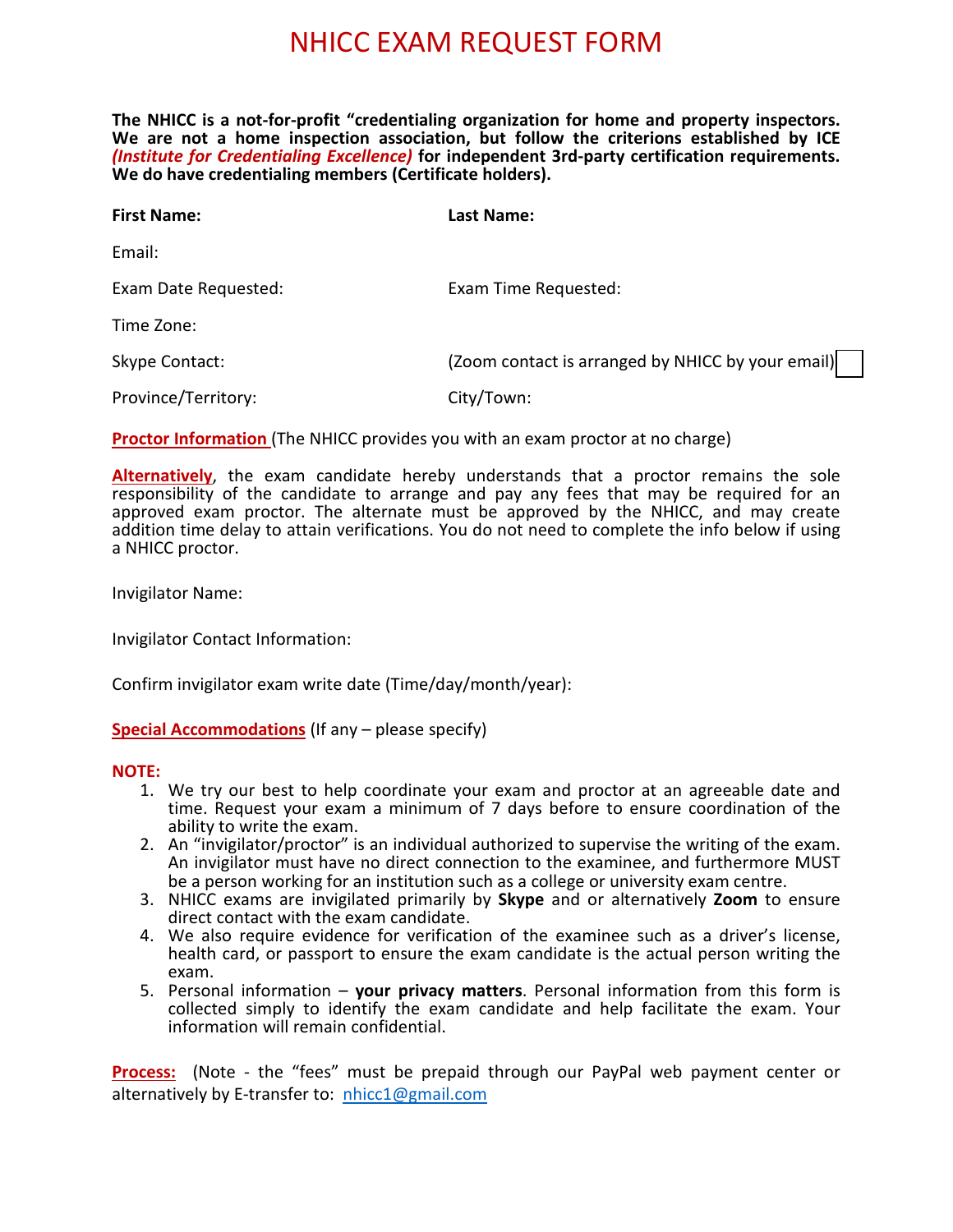# NHICC EXAM REQUEST FORM

**The NHICC is a not-for-profit "credentialing organization for home and property inspectors. We are not a home inspection association, but follow the criterions established by ICE *(Institute for Credentialing Excellence)* for independent 3rd-party certification requirements. We do have credentialing members (Certificate holders).**

**First Name:** **Last Name:**

Email:

Exam Date Requested: Exam Time Requested:

Time Zone:

Skype Contact: (Zoom contact is arranged by NHICC by your email) ☐

Province/Territory: City/Town:

**Proctor Information** (The NHICC provides you with an exam proctor at no charge)

**Alternatively**, the exam candidate hereby understands that a proctor remains the sole responsibility of the candidate to arrange and pay any fees that may be required for an approved exam proctor. The alternate must be approved by the NHICC, and may create addition time delay to attain verifications. You do not need to complete the info below if using a NHICC proctor.

Invigilator Name:

Invigilator Contact Information:

Confirm invigilator exam write date (Time/day/month/year):

**Special Accommodations** (If any – please specify)

**NOTE:**

1. We try our best to help coordinate your exam and proctor at an agreeable date and time. Request your exam a minimum of 7 days before to ensure coordination of the ability to write the exam.
2. An "invigilator/proctor" is an individual authorized to supervise the writing of the exam. An invigilator must have no direct connection to the examinee, and furthermore MUST be a person working for an institution such as a college or university exam centre.
3. NHICC exams are invigilated primarily by **Skype** and or alternatively **Zoom** to ensure direct contact with the exam candidate.
4. We also require evidence for verification of the examinee such as a driver's license, health card, or passport to ensure the exam candidate is the actual person writing the exam.
5. Personal information – **your privacy matters**. Personal information from this form is collected simply to identify the exam candidate and help facilitate the exam. Your information will remain confidential.

**Process:** (Note - the "fees" must be prepaid through our PayPal web payment center or alternatively by E-transfer to: nhicc1@gmail.com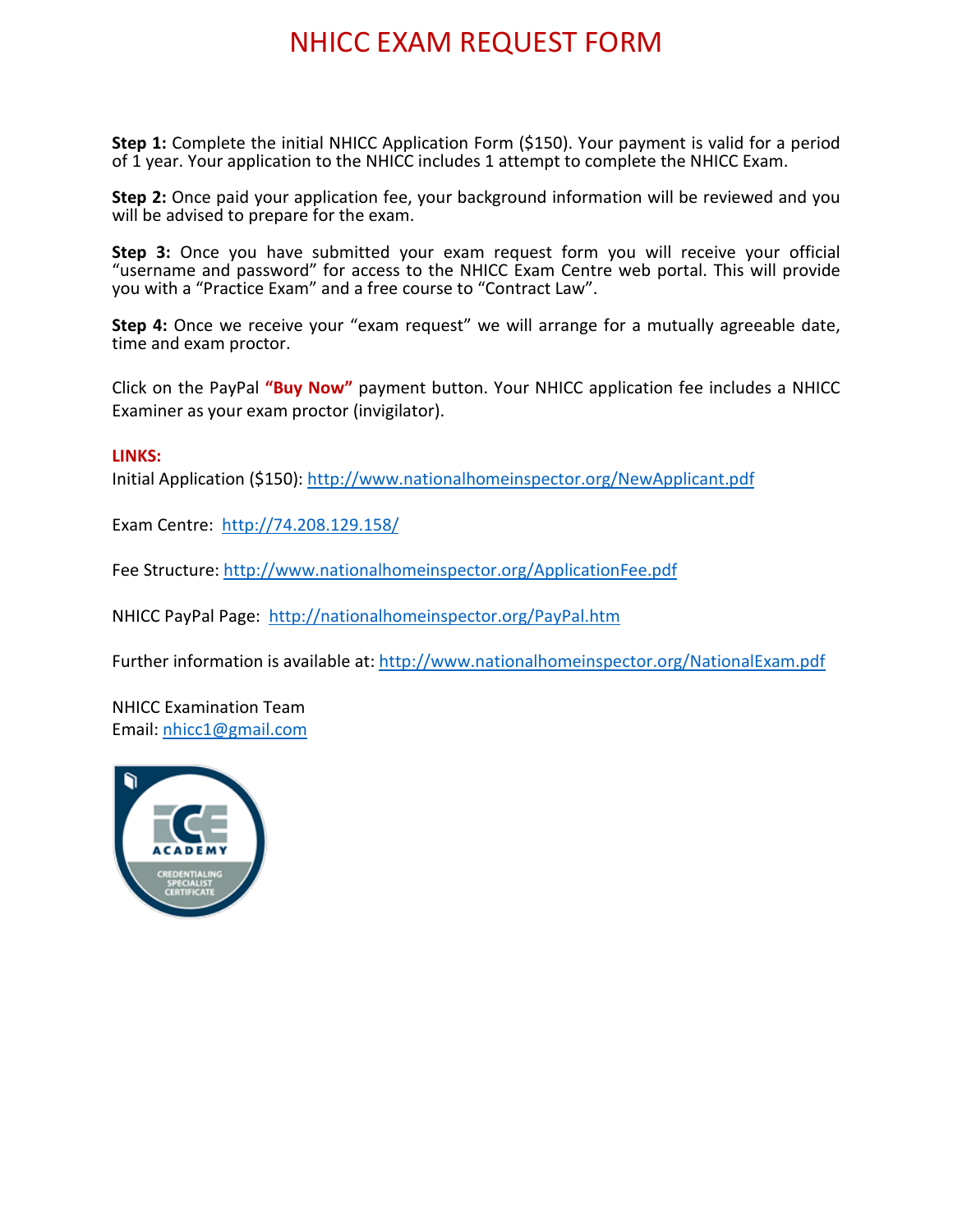# NHICC EXAM REQUEST FORM

**Step 1:** Complete the initial NHICC Application Form ($150). Your payment is valid for a period of 1 year. Your application to the NHICC includes 1 attempt to complete the NHICC Exam.

**Step 2:** Once paid your application fee, your background information will be reviewed and you will be advised to prepare for the exam.

**Step 3:** Once you have submitted your exam request form you will receive your official "username and password" for access to the NHICC Exam Centre web portal. This will provide you with a "Practice Exam" and a free course to "Contract Law".

**Step 4:** Once we receive your "exam request" we will arrange for a mutually agreeable date, time and exam proctor.

Click on the PayPal **"Buy Now"** payment button. Your NHICC application fee includes a NHICC Examiner as your exam proctor (invigilator).

**LINKS:**

Initial Application ($150): http://www.nationalhomeinspector.org/NewApplicant.pdf

Exam Centre: http://74.208.129.158/

Fee Structure: http://www.nationalhomeinspector.org/ApplicationFee.pdf

NHICC PayPal Page: http://nationalhomeinspector.org/PayPal.htm

Further information is available at: http://www.nationalhomeinspector.org/NationalExam.pdf

NHICC Examination Team
Email: nhicc1@gmail.com

ICE ACADEMY
CREDENTIALING SPECIALIST CERTIFICATE